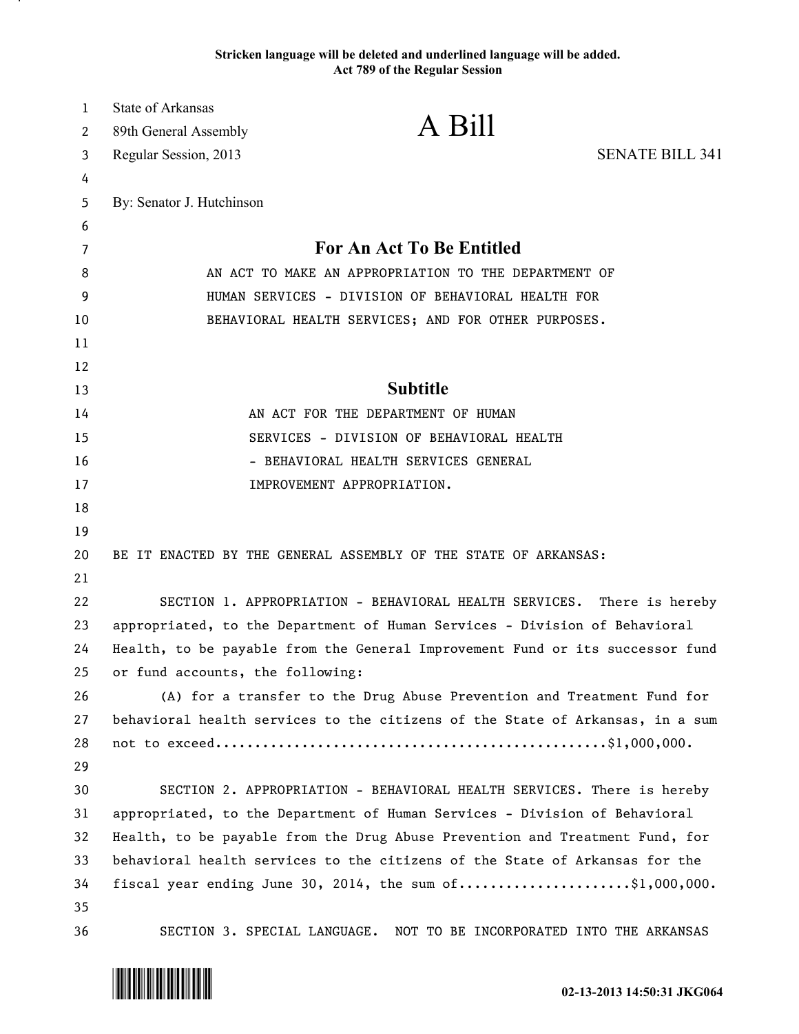Stricken language will be deleted and underlined language will be added.
Act 789 of the Regular Session

State of Arkansas
89th General Assembly
Regular Session, 2013

# A Bill

SENATE BILL 341

By: Senator J. Hutchinson

## For An Act To Be Entitled

AN ACT TO MAKE AN APPROPRIATION TO THE DEPARTMENT OF HUMAN SERVICES - DIVISION OF BEHAVIORAL HEALTH FOR BEHAVIORAL HEALTH SERVICES; AND FOR OTHER PURPOSES.

## Subtitle

AN ACT FOR THE DEPARTMENT OF HUMAN SERVICES - DIVISION OF BEHAVIORAL HEALTH - BEHAVIORAL HEALTH SERVICES GENERAL IMPROVEMENT APPROPRIATION.

BE IT ENACTED BY THE GENERAL ASSEMBLY OF THE STATE OF ARKANSAS:

SECTION 1. APPROPRIATION - BEHAVIORAL HEALTH SERVICES. There is hereby appropriated, to the Department of Human Services - Division of Behavioral Health, to be payable from the General Improvement Fund or its successor fund or fund accounts, the following:

(A) for a transfer to the Drug Abuse Prevention and Treatment Fund for behavioral health services to the citizens of the State of Arkansas, in a sum not to exceed................................................$1,000,000.

SECTION 2. APPROPRIATION - BEHAVIORAL HEALTH SERVICES. There is hereby appropriated, to the Department of Human Services - Division of Behavioral Health, to be payable from the Drug Abuse Prevention and Treatment Fund, for behavioral health services to the citizens of the State of Arkansas for the fiscal year ending June 30, 2014, the sum of.....................$1,000,000.

SECTION 3. SPECIAL LANGUAGE. NOT TO BE INCORPORATED INTO THE ARKANSAS

02-13-2013 14:50:31 JKG064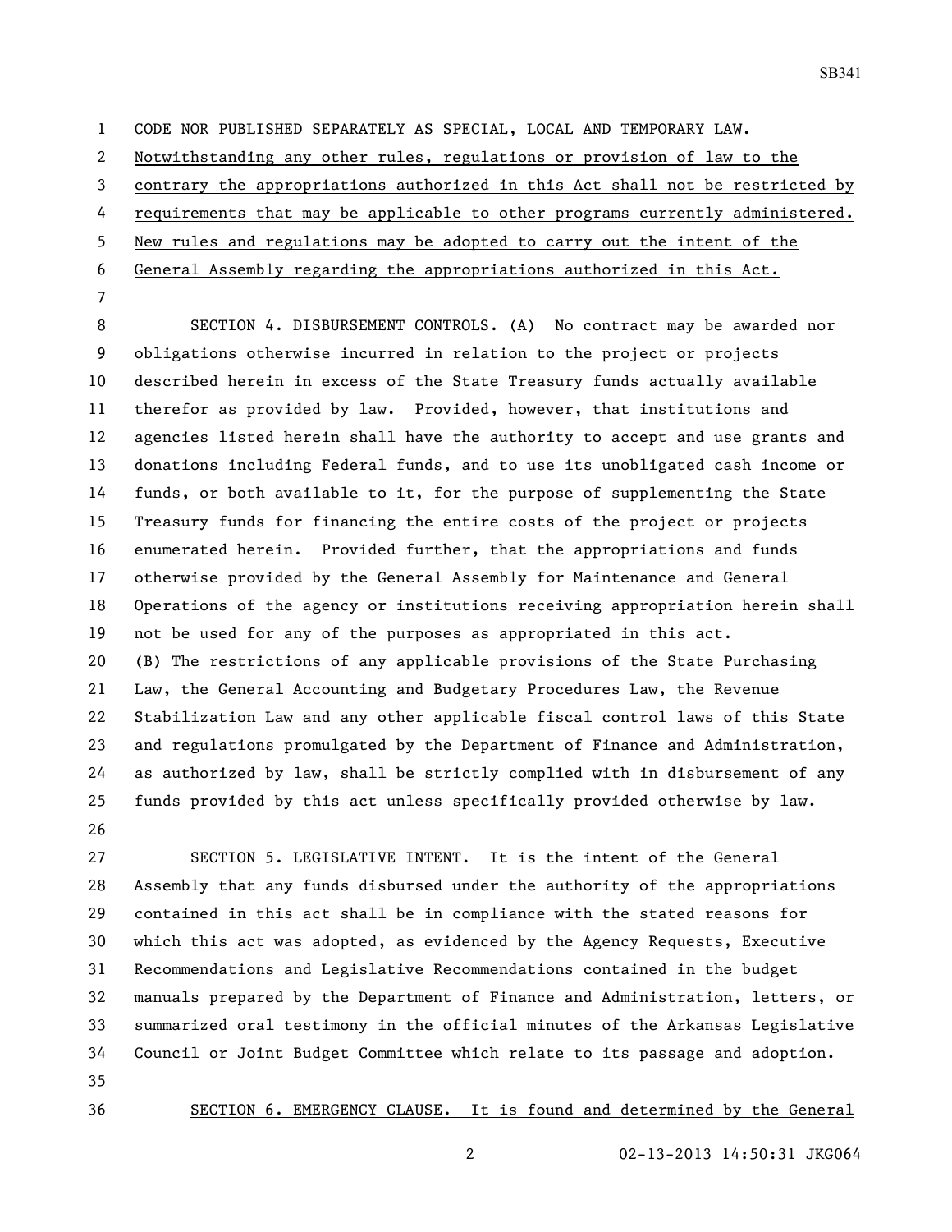CODE NOR PUBLISHED SEPARATELY AS SPECIAL, LOCAL AND TEMPORARY LAW. Notwithstanding any other rules, regulations or provision of law to the contrary the appropriations authorized in this Act shall not be restricted by requirements that may be applicable to other programs currently administered. New rules and regulations may be adopted to carry out the intent of the General Assembly regarding the appropriations authorized in this Act.

SECTION 4. DISBURSEMENT CONTROLS. (A) No contract may be awarded nor obligations otherwise incurred in relation to the project or projects described herein in excess of the State Treasury funds actually available therefor as provided by law. Provided, however, that institutions and agencies listed herein shall have the authority to accept and use grants and donations including Federal funds, and to use its unobligated cash income or funds, or both available to it, for the purpose of supplementing the State Treasury funds for financing the entire costs of the project or projects enumerated herein. Provided further, that the appropriations and funds otherwise provided by the General Assembly for Maintenance and General Operations of the agency or institutions receiving appropriation herein shall not be used for any of the purposes as appropriated in this act.

(B) The restrictions of any applicable provisions of the State Purchasing Law, the General Accounting and Budgetary Procedures Law, the Revenue Stabilization Law and any other applicable fiscal control laws of this State and regulations promulgated by the Department of Finance and Administration, as authorized by law, shall be strictly complied with in disbursement of any funds provided by this act unless specifically provided otherwise by law.

SECTION 5. LEGISLATIVE INTENT. It is the intent of the General Assembly that any funds disbursed under the authority of the appropriations contained in this act shall be in compliance with the stated reasons for which this act was adopted, as evidenced by the Agency Requests, Executive Recommendations and Legislative Recommendations contained in the budget manuals prepared by the Department of Finance and Administration, letters, or summarized oral testimony in the official minutes of the Arkansas Legislative Council or Joint Budget Committee which relate to its passage and adoption.

SECTION 6. EMERGENCY CLAUSE. It is found and determined by the General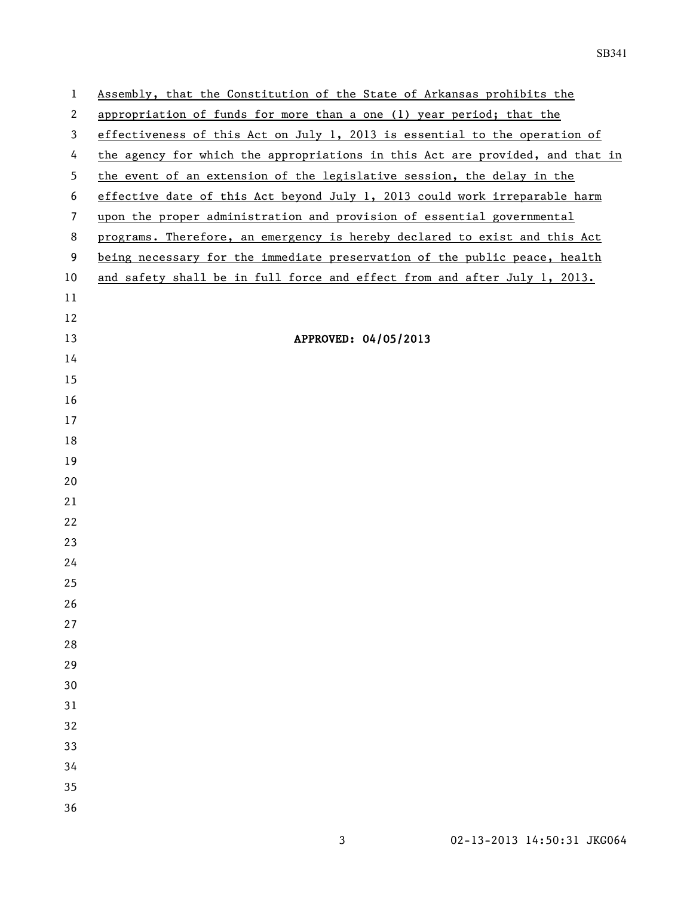Assembly, that the Constitution of the State of Arkansas prohibits the appropriation of funds for more than a one (1) year period; that the effectiveness of this Act on July 1, 2013 is essential to the operation of the agency for which the appropriations in this Act are provided, and that in the event of an extension of the legislative session, the delay in the effective date of this Act beyond July 1, 2013 could work irreparable harm upon the proper administration and provision of essential governmental programs. Therefore, an emergency is hereby declared to exist and this Act being necessary for the immediate preservation of the public peace, health and safety shall be in full force and effect from and after July 1, 2013.

**APPROVED: 04/05/2013**

02-13-2013 14:50:31 JKG064